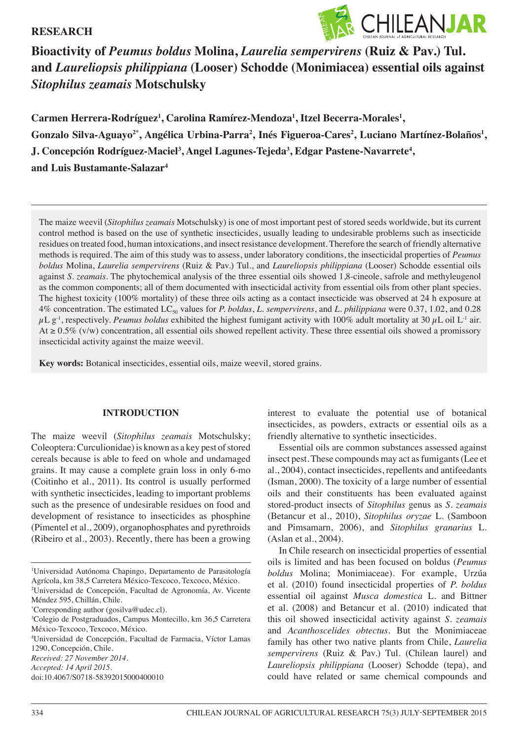RESEARCH

# Bioactivity of *Peumus boldus* Molina, *Laurelia sempervirens* (Ruiz & Pav.) Tul. and *Laureliopsis philippiana* (Looser) Schodde (Monimiacea) essential oils against *Sitophilus zeamais* Motschulsky

**Carmen Herrera-Rodríguez[1], Carolina Ramírez-Mendoza[1], Itzel Becerra-Morales[1], Gonzalo Silva-Aguayo[2*], Angélica Urbina-Parra[2], Inés Figueroa-Cares[2], Luciano Martínez-Bolaños[1], J. Concepción Rodríguez-Maciel[3], Angel Lagunes-Tejeda[3], Edgar Pastene-Navarrete[4], and Luis Bustamante-Salazar[4]**

The maize weevil (*Sitophilus zeamais* Motschulsky) is one of most important pest of stored seeds worldwide, but its current control method is based on the use of synthetic insecticides, usually leading to undesirable problems such as insecticide residues on treated food, human intoxications, and insect resistance development. Therefore the search of friendly alternative methods is required. The aim of this study was to assess, under laboratory conditions, the insecticidal properties of *Peumus boldus* Molina, *Laurelia sempervirens* (Ruiz & Pav.) Tul., and *Laureliopsis philippiana* (Looser) Schodde essential oils against *S. zeamais*. The phytochemical analysis of the three essential oils showed 1,8-cineole, safrole and methyleugenol as the common components; all of them documented with insecticidal activity from essential oils from other plant species. The highest toxicity (100% mortality) of these three oils acting as a contact insecticide was observed at 24 h exposure at 4% concentration. The estimated $LC_{50}$ values for *P. boldus*, *L. sempervirens*, and *L. philippiana* were 0.37, 1.02, and 0.28 $\mu$L $g^{-1}$, respectively. *Peumus boldus* exhibited the highest fumigant activity with 100% adult mortality at 30 $\mu$L oil $L^{-1}$ air. At ≥ 0.5% (v/w) concentration, all essential oils showed repellent activity. These three essential oils showed a promissory insecticidal activity against the maize weevil.

**Key words:** Botanical insecticides, essential oils, maize weevil, stored grains.

## INTRODUCTION

The maize weevil (*Sitophilus zeamais* Motschulsky; Coleoptera: Curculionidae) is known as a key pest of stored cereals because is able to feed on whole and undamaged grains. It may cause a complete grain loss in only 6-mo (Coitinho et al., 2011). Its control is usually performed with synthetic insecticides, leading to important problems such as the presence of undesirable residues on food and development of resistance to insecticides as phosphine (Pimentel et al., 2009), organophosphates and pyrethroids (Ribeiro et al., 2003). Recently, there has been a growing interest to evaluate the potential use of botanical insecticides, as powders, extracts or essential oils as a friendly alternative to synthetic insecticides.

Essential oils are common substances assessed against insect pest. These compounds may act as fumigants (Lee et al., 2004), contact insecticides, repellents and antifeedants (Isman, 2000). The toxicity of a large number of essential oils and their constituents has been evaluated against stored-product insects of *Sitophilus* genus as *S. zeamais* (Betancur et al., 2010), *Sitophilus oryzae* L. (Samboon and Pimsamarn, 2006), and *Sitophilus granarius* L. (Aslan et al., 2004).

In Chile research on insecticidal properties of essential oils is limited and has been focused on boldus (*Peumus boldus* Molina; Monimiaceae). For example, Urzúa et al. (2010) found insecticidal properties of *P. boldus* essential oil against *Musca domestica* L. and Bittner et al. (2008) and Betancur et al. (2010) indicated that this oil showed insecticidal activity against *S. zeamais* and *Acanthoscelides obtectus*. But the Monimiaceae family has other two native plants from Chile, *Laurelia sempervirens* (Ruiz & Pav.) Tul. (Chilean laurel) and *Laureliopsis philippiana* (Looser) Schodde (tepa), and could have related or same chemical compounds and

[1]Universidad Autónoma Chapingo, Departamento de Parasitología Agrícola, km 38,5 Carretera México-Texcoco, Texcoco, México.
[2]Universidad de Concepción, Facultad de Agronomía, Av. Vicente Méndez 595, Chillán, Chile.
[*]Corresponding author (gosilva@udec.cl).
[3]Colegio de Postgraduados, Campus Montecillo, km 36,5 Carretera México-Texcoco, Texcoco, México.
[4]Universidad de Concepción, Facultad de Farmacia, Víctor Lamas 1290, Concepción, Chile.
*Received: 27 November 2014.*
*Accepted: 14 April 2015.*
doi:10.4067/S0718-58392015000400010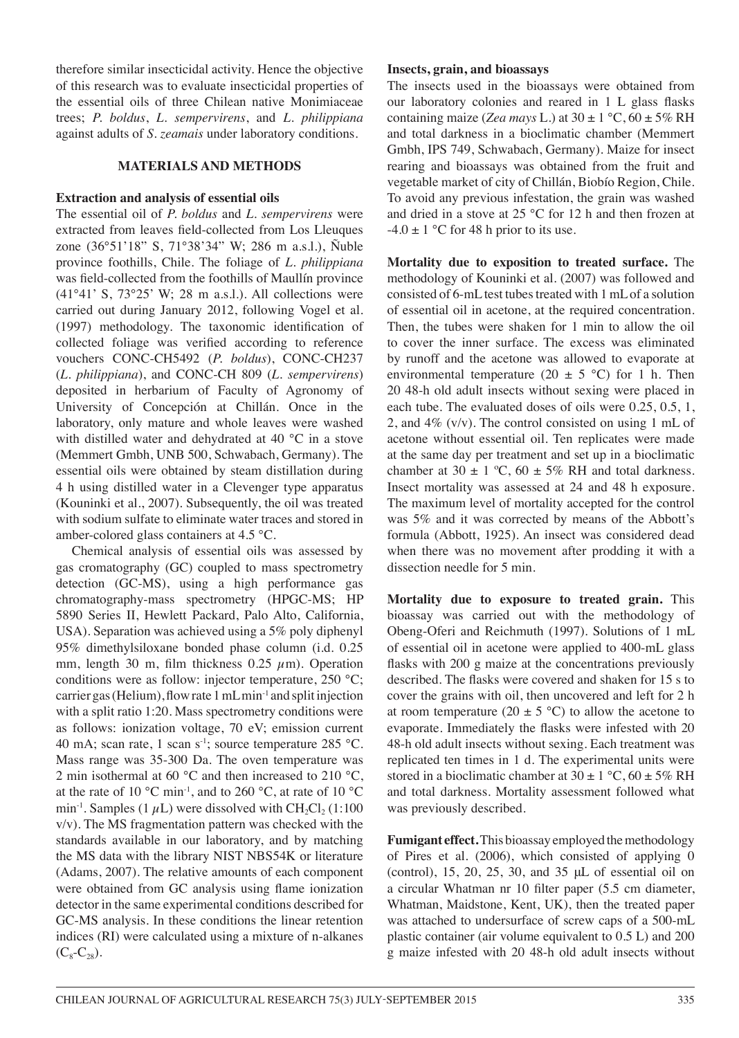therefore similar insecticidal activity. Hence the objective of this research was to evaluate insecticidal properties of the essential oils of three Chilean native Monimiaceae trees; *P. boldus*, *L. sempervirens*, and *L. philippiana* against adults of *S. zeamais* under laboratory conditions.

## MATERIALS AND METHODS

### Extraction and analysis of essential oils

The essential oil of *P. boldus* and *L. sempervirens* were extracted from leaves field-collected from Los Lleuques zone (36°51'18" S, 71°38'34" W; 286 m a.s.l.), Ñuble province foothills, Chile. The foliage of *L. philippiana* was field-collected from the foothills of Maullín province (41°41' S, 73°25' W; 28 m a.s.l.). All collections were carried out during January 2012, following Vogel et al. (1997) methodology. The taxonomic identification of collected foliage was verified according to reference vouchers CONC-CH5492 (*P. boldus*), CONC-CH237 (*L. philippiana*), and CONC-CH 809 (*L. sempervirens*) deposited in herbarium of Faculty of Agronomy of University of Concepción at Chillán. Once in the laboratory, only mature and whole leaves were washed with distilled water and dehydrated at 40 °C in a stove (Memmert Gmbh, UNB 500, Schwabach, Germany). The essential oils were obtained by steam distillation during 4 h using distilled water in a Clevenger type apparatus (Kouninki et al., 2007). Subsequently, the oil was treated with sodium sulfate to eliminate water traces and stored in amber-colored glass containers at 4.5 °C.

Chemical analysis of essential oils was assessed by gas cromatography (GC) coupled to mass spectrometry detection (GC-MS), using a high performance gas chromatography-mass spectrometry (HPGC-MS; HP 5890 Series II, Hewlett Packard, Palo Alto, California, USA). Separation was achieved using a 5% poly diphenyl 95% dimethylsiloxane bonded phase column (i.d. 0.25 mm, length 30 m, film thickness 0.25 $\mu$m). Operation conditions were as follow: injector temperature, 250 °C; carrier gas (Helium), flow rate 1 mL min$^{-1}$ and split injection with a split ratio 1:20. Mass spectrometry conditions were as follows: ionization voltage, 70 eV; emission current 40 mA; scan rate, 1 scan s$^{-1}$; source temperature 285 °C. Mass range was 35-300 Da. The oven temperature was 2 min isothermal at 60 °C and then increased to 210 °C, at the rate of 10 °C min$^{-1}$, and to 260 °C, at rate of 10 °C min$^{-1}$. Samples (1 $\mu$L) were dissolved with $CH_2Cl_2$ (1:100 v/v). The MS fragmentation pattern was checked with the standards available in our laboratory, and by matching the MS data with the library NIST NBS54K or literature (Adams, 2007). The relative amounts of each component were obtained from GC analysis using flame ionization detector in the same experimental conditions described for GC-MS analysis. In these conditions the linear retention indices (RI) were calculated using a mixture of n-alkanes ($C_8$-$C_{28}$).

### Insects, grain, and bioassays

The insects used in the bioassays were obtained from our laboratory colonies and reared in 1 L glass flasks containing maize (*Zea mays* L.) at 30 ± 1 °C, 60 ± 5% RH and total darkness in a bioclimatic chamber (Memmert Gmbh, IPS 749, Schwabach, Germany). Maize for insect rearing and bioassays was obtained from the fruit and vegetable market of city of Chillán, Biobío Region, Chile. To avoid any previous infestation, the grain was washed and dried in a stove at 25 °C for 12 h and then frozen at -4.0 ± 1 °C for 48 h prior to its use.

**Mortality due to exposition to treated surface.** The methodology of Kouninki et al. (2007) was followed and consisted of 6-mL test tubes treated with 1 mL of a solution of essential oil in acetone, at the required concentration. Then, the tubes were shaken for 1 min to allow the oil to cover the inner surface. The excess was eliminated by runoff and the acetone was allowed to evaporate at environmental temperature (20 ± 5 °C) for 1 h. Then 20 48-h old adult insects without sexing were placed in each tube. The evaluated doses of oils were 0.25, 0.5, 1, 2, and 4% (v/v). The control consisted on using 1 mL of acetone without essential oil. Ten replicates were made at the same day per treatment and set up in a bioclimatic chamber at 30 ± 1 ºC, 60 ± 5% RH and total darkness. Insect mortality was assessed at 24 and 48 h exposure. The maximum level of mortality accepted for the control was 5% and it was corrected by means of the Abbott's formula (Abbott, 1925). An insect was considered dead when there was no movement after prodding it with a dissection needle for 5 min.

**Mortality due to exposure to treated grain.** This bioassay was carried out with the methodology of Obeng-Oferi and Reichmuth (1997). Solutions of 1 mL of essential oil in acetone were applied to 400-mL glass flasks with 200 g maize at the concentrations previously described. The flasks were covered and shaken for 15 s to cover the grains with oil, then uncovered and left for 2 h at room temperature (20 ± 5 °C) to allow the acetone to evaporate. Immediately the flasks were infested with 20 48-h old adult insects without sexing. Each treatment was replicated ten times in 1 d. The experimental units were stored in a bioclimatic chamber at 30 ± 1 °C, 60 ± 5% RH and total darkness. Mortality assessment followed what was previously described.

**Fumigant effect.** This bioassay employed the methodology of Pires et al. (2006), which consisted of applying 0 (control), 15, 20, 25, 30, and 35 µL of essential oil on a circular Whatman nr 10 filter paper (5.5 cm diameter, Whatman, Maidstone, Kent, UK), then the treated paper was attached to undersurface of screw caps of a 500-mL plastic container (air volume equivalent to 0.5 L) and 200 g maize infested with 20 48-h old adult insects without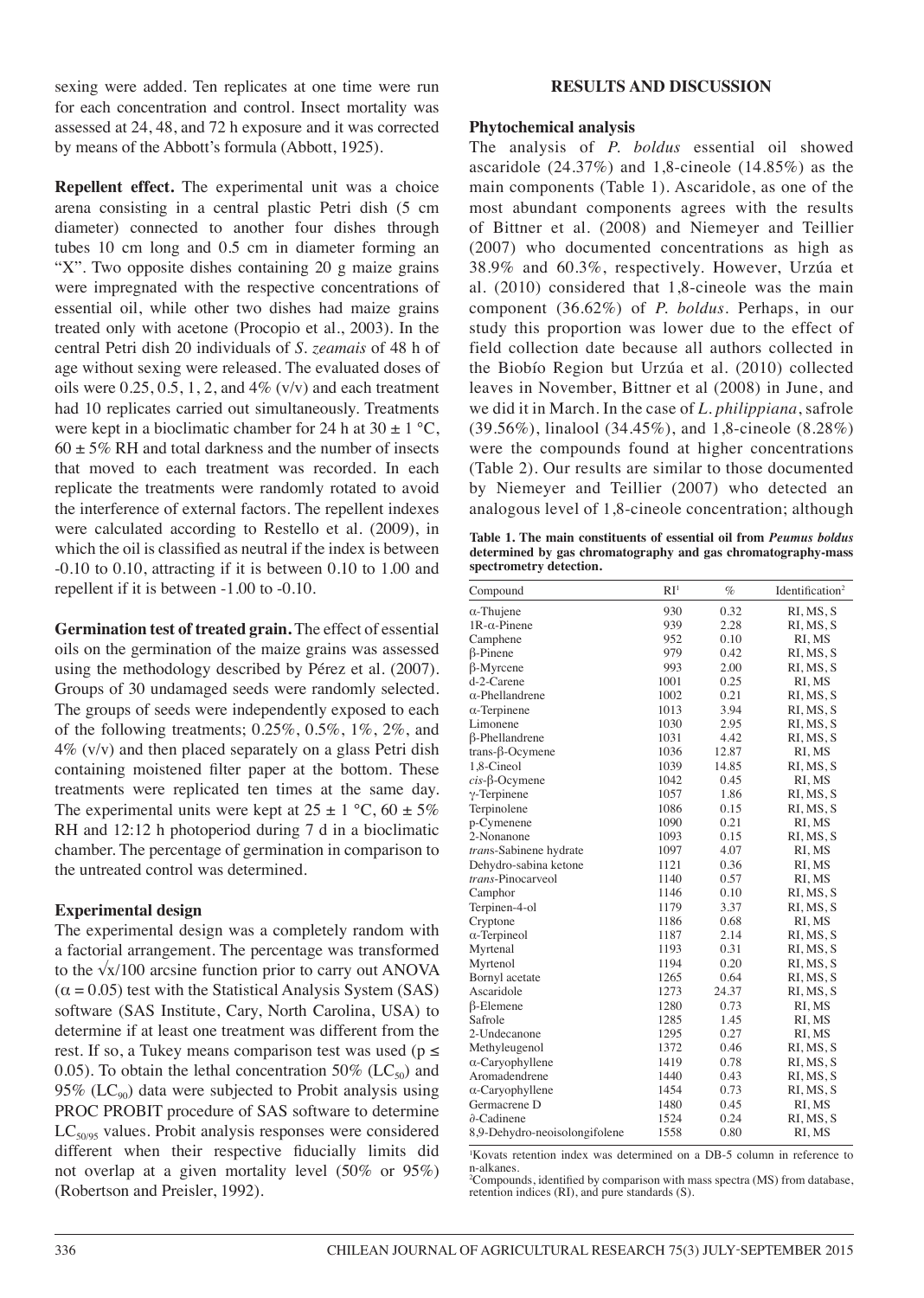sexing were added. Ten replicates at one time were run for each concentration and control. Insect mortality was assessed at 24, 48, and 72 h exposure and it was corrected by means of the Abbott's formula (Abbott, 1925).

**Repellent effect.** The experimental unit was a choice arena consisting in a central plastic Petri dish (5 cm diameter) connected to another four dishes through tubes 10 cm long and 0.5 cm in diameter forming an "X". Two opposite dishes containing 20 g maize grains were impregnated with the respective concentrations of essential oil, while other two dishes had maize grains treated only with acetone (Procopio et al., 2003). In the central Petri dish 20 individuals of *S. zeamais* of 48 h of age without sexing were released. The evaluated doses of oils were 0.25, 0.5, 1, 2, and 4% (v/v) and each treatment had 10 replicates carried out simultaneously. Treatments were kept in a bioclimatic chamber for 24 h at 30 ± 1 °C, 60 ± 5% RH and total darkness and the number of insects that moved to each treatment was recorded. In each replicate the treatments were randomly rotated to avoid the interference of external factors. The repellent indexes were calculated according to Restello et al. (2009), in which the oil is classified as neutral if the index is between -0.10 to 0.10, attracting if it is between 0.10 to 1.00 and repellent if it is between -1.00 to -0.10.

**Germination test of treated grain.** The effect of essential oils on the germination of the maize grains was assessed using the methodology described by Pérez et al. (2007). Groups of 30 undamaged seeds were randomly selected. The groups of seeds were independently exposed to each of the following treatments; 0.25%, 0.5%, 1%, 2%, and 4% (v/v) and then placed separately on a glass Petri dish containing moistened filter paper at the bottom. These treatments were replicated ten times at the same day. The experimental units were kept at 25 ± 1 °C, 60 ± 5% RH and 12:12 h photoperiod during 7 d in a bioclimatic chamber. The percentage of germination in comparison to the untreated control was determined.

### Experimental design

The experimental design was a completely random with a factorial arrangement. The percentage was transformed to the $\sqrt{x}/100$ arcsine function prior to carry out ANOVA ($\alpha = 0.05$) test with the Statistical Analysis System (SAS) software (SAS Institute, Cary, North Carolina, USA) to determine if at least one treatment was different from the rest. If so, a Tukey means comparison test was used ($p \leq 0.05$). To obtain the lethal concentration 50% ($LC_{50}$) and 95% ($LC_{90}$) data were subjected to Probit analysis using PROC PROBIT procedure of SAS software to determine $LC_{50/95}$ values. Probit analysis responses were considered different when their respective fiducially limits did not overlap at a given mortality level (50% or 95%) (Robertson and Preisler, 1992).

## RESULTS AND DISCUSSION

### Phytochemical analysis

The analysis of *P. boldus* essential oil showed ascaridole (24.37%) and 1,8-cineole (14.85%) as the main components (Table 1). Ascaridole, as one of the most abundant components agrees with the results of Bittner et al. (2008) and Niemeyer and Teillier (2007) who documented concentrations as high as 38.9% and 60.3%, respectively. However, Urzúa et al. (2010) considered that 1,8-cineole was the main component (36.62%) of *P. boldus*. Perhaps, in our study this proportion was lower due to the effect of field collection date because all authors collected in the Biobío Region but Urzúa et al. (2010) collected leaves in November, Bittner et al (2008) in June, and we did it in March. In the case of *L. philippiana*, safrole (39.56%), linalool (34.45%), and 1,8-cineole (8.28%) were the compounds found at higher concentrations (Table 2). Our results are similar to those documented by Niemeyer and Teillier (2007) who detected an analogous level of 1,8-cineole concentration; although

**Table 1. The main constituents of essential oil from *Peumus boldus* determined by gas chromatography and gas chromatography-mass spectrometry detection.**

| Compound | RI[1] | % | Identification[2] |
|---|---|---|---|
| α-Thujene | 930 | 0.32 | RI, MS, S |
| 1R-α-Pinene | 939 | 2.28 | RI, MS, S |
| Camphene | 952 | 0.10 | RI, MS |
| β-Pinene | 979 | 0.42 | RI, MS, S |
| β-Myrcene | 993 | 2.00 | RI, MS, S |
| d-2-Carene | 1001 | 0.25 | RI, MS |
| α-Phellandrene | 1002 | 0.21 | RI, MS, S |
| α-Terpinene | 1013 | 3.94 | RI, MS, S |
| Limonene | 1030 | 2.95 | RI, MS, S |
| β-Phellandrene | 1031 | 4.42 | RI, MS, S |
| trans-β-Ocymene | 1036 | 12.87 | RI, MS |
| 1,8-Cineol | 1039 | 14.85 | RI, MS, S |
| *cis*-β-Ocymene | 1042 | 0.45 | RI, MS |
| γ-Terpinene | 1057 | 1.86 | RI, MS, S |
| Terpinolene | 1086 | 0.15 | RI, MS, S |
| p-Cymenene | 1090 | 0.21 | RI, MS |
| 2-Nonanone | 1093 | 0.15 | RI, MS, S |
| *trans*-Sabinene hydrate | 1097 | 4.07 | RI, MS |
| Dehydro-sabina ketone | 1121 | 0.36 | RI, MS |
| *trans*-Pinocarveol | 1140 | 0.57 | RI, MS |
| Camphor | 1146 | 0.10 | RI, MS, S |
| Terpinen-4-ol | 1179 | 3.37 | RI, MS, S |
| Cryptone | 1186 | 0.68 | RI, MS |
| α-Terpineol | 1187 | 2.14 | RI, MS, S |
| Myrtenal | 1193 | 0.31 | RI, MS, S |
| Myrtenol | 1194 | 0.20 | RI, MS, S |
| Bornyl acetate | 1265 | 0.64 | RI, MS, S |
| Ascaridole | 1273 | 24.37 | RI, MS, S |
| β-Elemene | 1280 | 0.73 | RI, MS |
| Safrole | 1285 | 1.45 | RI, MS |
| 2-Undecanone | 1295 | 0.27 | RI, MS |
| Methyleugenol | 1372 | 0.46 | RI, MS, S |
| α-Caryophyllene | 1419 | 0.78 | RI, MS, S |
| Aromadendrene | 1440 | 0.43 | RI, MS, S |
| α-Caryophyllene | 1454 | 0.73 | RI, MS, S |
| Germacrene D | 1480 | 0.45 | RI, MS |
| ∂-Cadinene | 1524 | 0.24 | RI, MS, S |
| 8,9-Dehydro-neoisolongifolene | 1558 | 0.80 | RI, MS |

[1]Kovats retention index was determined on a DB-5 column in reference to n-alkanes.
[2]Compounds, identified by comparison with mass spectra (MS) from database, retention indices (RI), and pure standards (S).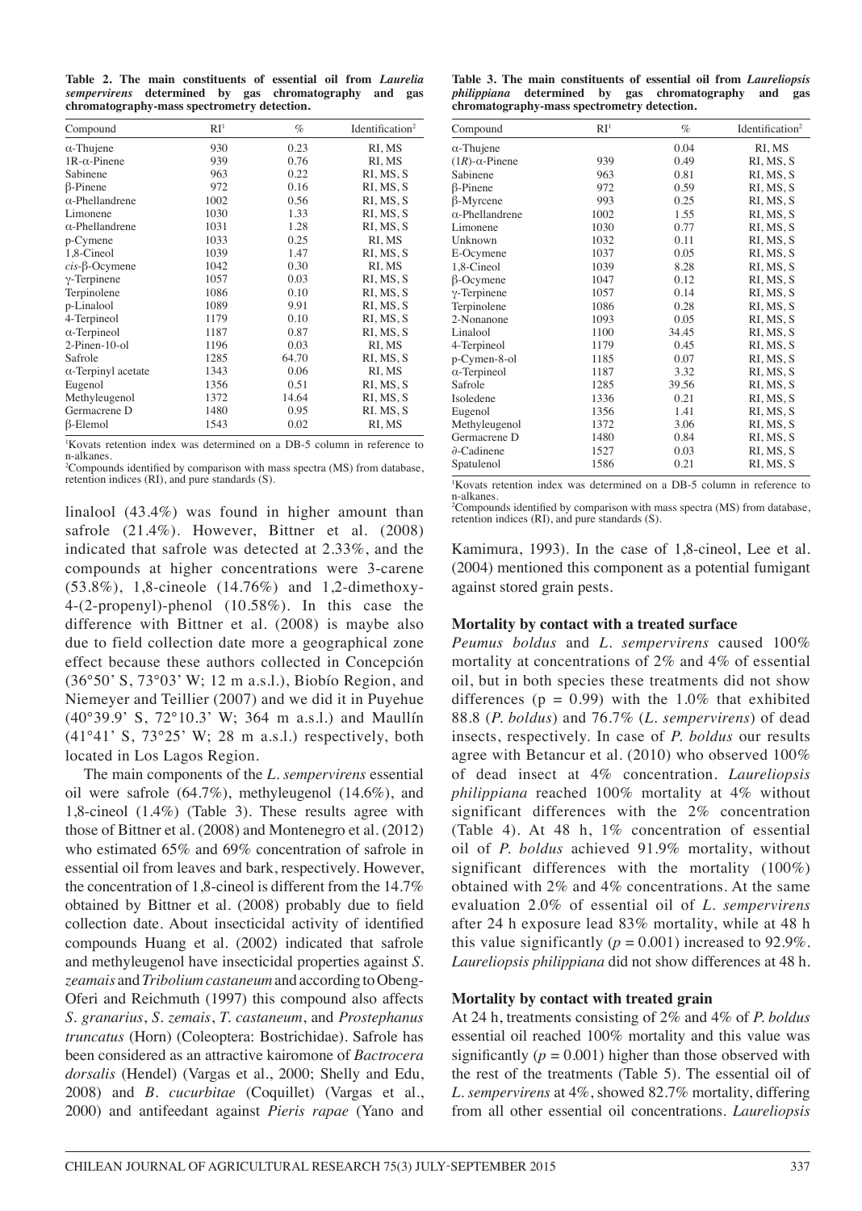**Table 2. The main constituents of essential oil from *Laurelia sempervirens* determined by gas chromatography and gas chromatography-mass spectrometry detection.**

| Compound | RI[1] | % | Identification[2] |
|---|---|---|---|
| α-Thujene | 930 | 0.23 | RI, MS |
| 1R-α-Pinene | 939 | 0.76 | RI, MS |
| Sabinene | 963 | 0.22 | RI, MS, S |
| β-Pinene | 972 | 0.16 | RI, MS, S |
| α-Phellandrene | 1002 | 0.56 | RI, MS, S |
| Limonene | 1030 | 1.33 | RI, MS, S |
| α-Phellandrene | 1031 | 1.28 | RI, MS, S |
| p-Cymene | 1033 | 0.25 | RI, MS |
| 1,8-Cineol | 1039 | 1.47 | RI, MS, S |
| *cis*-β-Ocymene | 1042 | 0.30 | RI, MS |
| γ-Terpinene | 1057 | 0.03 | RI, MS, S |
| Terpinolene | 1086 | 0.10 | RI, MS, S |
| p-Linalool | 1089 | 9.91 | RI, MS, S |
| 4-Terpineol | 1179 | 0.10 | RI, MS, S |
| α-Terpineol | 1187 | 0.87 | RI, MS, S |
| 2-Pinen-10-ol | 1196 | 0.03 | RI, MS |
| Safrole | 1285 | 64.70 | RI, MS, S |
| α-Terpinyl acetate | 1343 | 0.06 | RI, MS |
| Eugenol | 1356 | 0.51 | RI, MS, S |
| Methyleugenol | 1372 | 14.64 | RI, MS, S |
| Germacrene D | 1480 | 0.95 | RI. MS, S |
| β-Elemol | 1543 | 0.02 | RI, MS |

[1]Kovats retention index was determined on a DB-5 column in reference to n-alkanes.
[2]Compounds identified by comparison with mass spectra (MS) from database, retention indices (RI), and pure standards (S).

**Table 3. The main constituents of essential oil from *Laureliopsis philippiana* determined by gas chromatography and gas chromatography-mass spectrometry detection.**

| Compound | RI[1] | % | Identification[2] |
|---|---|---|---|
| α-Thujene | | 0.04 | RI, MS |
| (*1R*)-α-Pinene | 939 | 0.49 | RI, MS, S |
| Sabinene | 963 | 0.81 | RI, MS, S |
| β-Pinene | 972 | 0.59 | RI, MS, S |
| β-Myrcene | 993 | 0.25 | RI, MS, S |
| α-Phellandrene | 1002 | 1.55 | RI, MS, S |
| Limonene | 1030 | 0.77 | RI, MS, S |
| Unknown | 1032 | 0.11 | RI, MS, S |
| E-Ocymene | 1037 | 0.05 | RI, MS, S |
| 1,8-Cineol | 1039 | 8.28 | RI, MS, S |
| β-Ocymene | 1047 | 0.12 | RI, MS, S |
| γ-Terpinene | 1057 | 0.14 | RI, MS, S |
| Terpinolene | 1086 | 0.28 | RI, MS, S |
| 2-Nonanone | 1093 | 0.05 | RI, MS, S |
| Linalool | 1100 | 34.45 | RI, MS, S |
| 4-Terpineol | 1179 | 0.45 | RI, MS, S |
| p-Cymen-8-ol | 1185 | 0.07 | RI, MS, S |
| α-Terpineol | 1187 | 3.32 | RI, MS, S |
| Safrole | 1285 | 39.56 | RI, MS, S |
| Isoledene | 1336 | 0.21 | RI, MS, S |
| Eugenol | 1356 | 1.41 | RI, MS, S |
| Methyleugenol | 1372 | 3.06 | RI, MS, S |
| Germacrene D | 1480 | 0.84 | RI, MS, S |
| ∂-Cadinene | 1527 | 0.03 | RI, MS, S |
| Spatulenol | 1586 | 0.21 | RI, MS, S |

[1]Kovats retention index was determined on a DB-5 column in reference to n-alkanes.
[2]Compounds identified by comparison with mass spectra (MS) from database, retention indices (RI), and pure standards (S).

linalool (43.4%) was found in higher amount than safrole (21.4%). However, Bittner et al. (2008) indicated that safrole was detected at 2.33%, and the compounds at higher concentrations were 3-carene (53.8%), 1,8-cineole (14.76%) and 1,2-dimethoxy-4-(2-propenyl)-phenol (10.58%). In this case the difference with Bittner et al. (2008) is maybe also due to field collection date more a geographical zone effect because these authors collected in Concepción (36°50' S, 73°03' W; 12 m a.s.l.), Biobío Region, and Niemeyer and Teillier (2007) and we did it in Puyehue (40°39.9' S, 72°10.3' W; 364 m a.s.l.) and Maullín (41°41' S, 73°25' W; 28 m a.s.l.) respectively, both located in Los Lagos Region.

The main components of the *L. sempervirens* essential oil were safrole (64.7%), methyleugenol (14.6%), and 1,8-cineol (1.4%) (Table 3). These results agree with those of Bittner et al. (2008) and Montenegro et al. (2012) who estimated 65% and 69% concentration of safrole in essential oil from leaves and bark, respectively. However, the concentration of 1,8-cineol is different from the 14.7% obtained by Bittner et al. (2008) probably due to field collection date. About insecticidal activity of identified compounds Huang et al. (2002) indicated that safrole and methyleugenol have insecticidal properties against *S. zeamais* and *Tribolium castaneum* and according to Obeng-Oferi and Reichmuth (1997) this compound also affects *S. granarius*, *S. zemais*, *T. castaneum*, and *Prostephanus truncatus* (Horn) (Coleoptera: Bostrichidae). Safrole has been considered as an attractive kairomone of *Bactrocera dorsalis* (Hendel) (Vargas et al., 2000; Shelly and Edu, 2008) and *B. cucurbitae* (Coquillet) (Vargas et al., 2000) and antifeedant against *Pieris rapae* (Yano and Kamimura, 1993). In the case of 1,8-cineol, Lee et al. (2004) mentioned this component as a potential fumigant against stored grain pests.

### Mortality by contact with a treated surface

*Peumus boldus* and *L. sempervirens* caused 100% mortality at concentrations of 2% and 4% of essential oil, but in both species these treatments did not show differences ($p = 0.99$) with the 1.0% that exhibited 88.8 (*P. boldus*) and 76.7% (*L. sempervirens*) of dead insects, respectively. In case of *P. boldus* our results agree with Betancur et al. (2010) who observed 100% of dead insect at 4% concentration. *Laureliopsis philippiana* reached 100% mortality at 4% without significant differences with the 2% concentration (Table 4). At 48 h, 1% concentration of essential oil of *P. boldus* achieved 91.9% mortality, without significant differences with the mortality (100%) obtained with 2% and 4% concentrations. At the same evaluation 2.0% of essential oil of *L. sempervirens* after 24 h exposure lead 83% mortality, while at 48 h this value significantly ($p = 0.001$) increased to 92.9%. *Laureliopsis philippiana* did not show differences at 48 h.

### Mortality by contact with treated grain

At 24 h, treatments consisting of 2% and 4% of *P. boldus* essential oil reached 100% mortality and this value was significantly ($p = 0.001$) higher than those observed with the rest of the treatments (Table 5). The essential oil of *L. sempervirens* at 4%, showed 82.7% mortality, differing from all other essential oil concentrations. *Laureliopsis*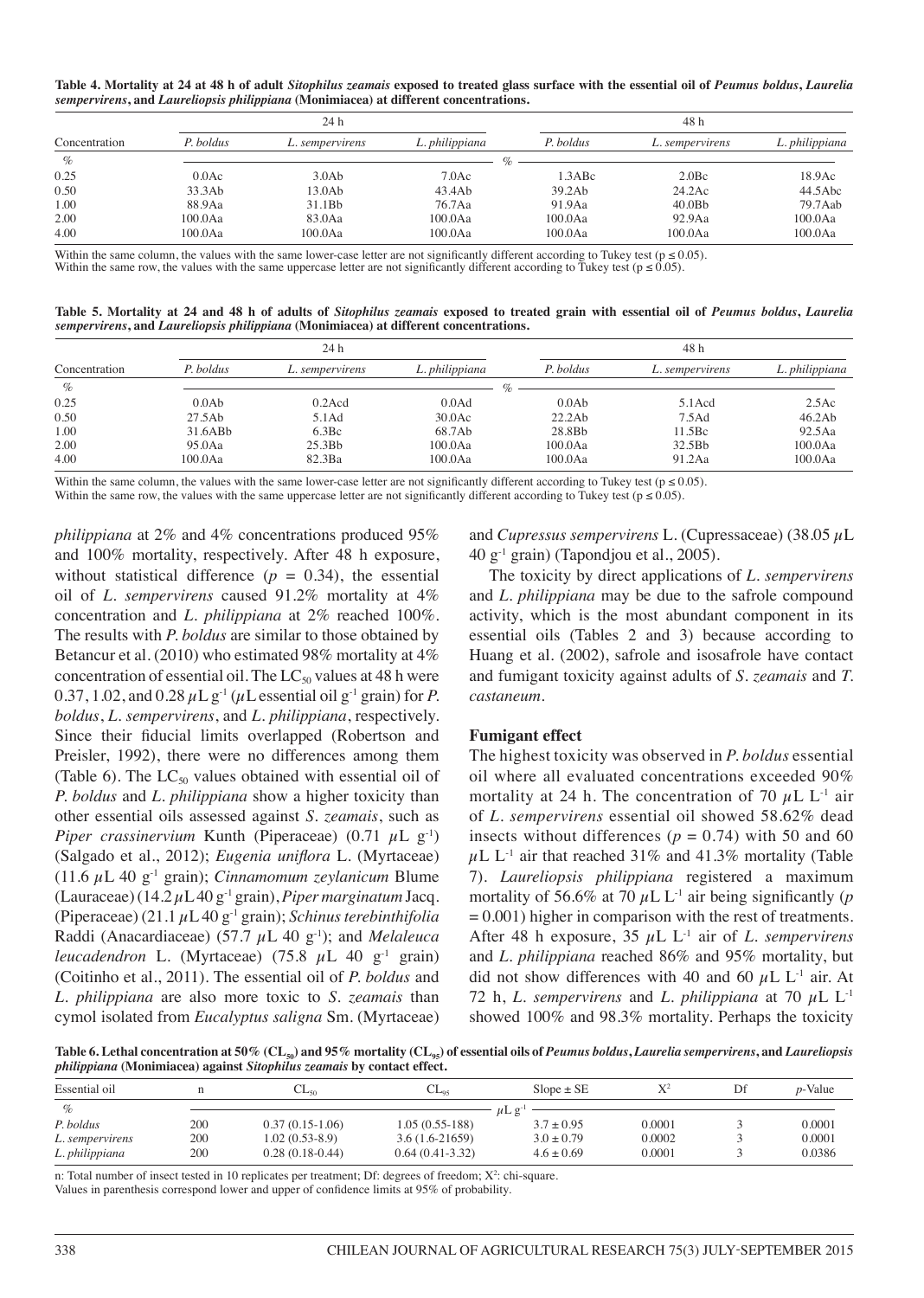**Table 4. Mortality at 24 at 48 h of adult *Sitophilus zeamais* exposed to treated glass surface with the essential oil of *Peumus boldus*, *Laurelia sempervirens*, and *Laureliopsis philippiana* (Monimiacea) at different concentrations.**

| Concentration | 24 h | | | 48 h | | |
|---|---|---|---|---|---|---|
| | *P. boldus* | *L. sempervirens* | *L. philippiana* | *P. boldus* | *L. sempervirens* | *L. philippiana* |
| % | % | | | | | |
| 0.25 | 0.0Ac | 3.0Ab | 7.0Ac | 1.3ABc | 2.0Bc | 18.9Ac |
| 0.50 | 33.3Ab | 13.0Ab | 43.4Ab | 39.2Ab | 24.2Ac | 44.5Abc |
| 1.00 | 88.9Aa | 31.1Bb | 76.7Aa | 91.9Aa | 40.0Bb | 79.7Aab |
| 2.00 | 100.0Aa | 83.0Aa | 100.0Aa | 100.0Aa | 92.9Aa | 100.0Aa |
| 4.00 | 100.0Aa | 100.0Aa | 100.0Aa | 100.0Aa | 100.0Aa | 100.0Aa |

Within the same column, the values with the same lower-case letter are not significantly different according to Tukey test ($p \leq 0.05$).
Within the same row, the values with the same uppercase letter are not significantly different according to Tukey test ($p \leq 0.05$).

**Table 5. Mortality at 24 and 48 h of adults of *Sitophilus zeamais* exposed to treated grain with essential oil of *Peumus boldus*, *Laurelia sempervirens*, and *Laureliopsis philippiana* (Monimiacea) at different concentrations.**

| Concentration | 24 h | | | 48 h | | |
|---|---|---|---|---|---|---|
| | *P. boldus* | *L. sempervirens* | *L. philippiana* | *P. boldus* | *L. sempervirens* | *L. philippiana* |
| % | % | | | | | |
| 0.25 | 0.0Ab | 0.2Acd | 0.0Ad | 0.0Ab | 5.1Acd | 2.5Ac |
| 0.50 | 27.5Ab | 5.1Ad | 30.0Ac | 22.2Ab | 7.5Ad | 46.2Ab |
| 1.00 | 31.6ABb | 6.3Bc | 68.7Ab | 28.8Bb | 11.5Bc | 92.5Aa |
| 2.00 | 95.0Aa | 25.3Bb | 100.0Aa | 100.0Aa | 32.5Bb | 100.0Aa |
| 4.00 | 100.0Aa | 82.3Ba | 100.0Aa | 100.0Aa | 91.2Aa | 100.0Aa |

Within the same column, the values with the same lower-case letter are not significantly different according to Tukey test ($p \leq 0.05$).
Within the same row, the values with the same uppercase letter are not significantly different according to Tukey test ($p \leq 0.05$).

*philippiana* at 2% and 4% concentrations produced 95% and 100% mortality, respectively. After 48 h exposure, without statistical difference ($p$ = 0.34), the essential oil of *L. sempervirens* caused 91.2% mortality at 4% concentration and *L. philippiana* at 2% reached 100%. The results with *P. boldus* are similar to those obtained by Betancur et al. (2010) who estimated 98% mortality at 4% concentration of essential oil. The $LC_{50}$ values at 48 h were 0.37, 1.02, and 0.28 $\mu$L g$^{-1}$ ($\mu$L essential oil g$^{-1}$ grain) for *P. boldus*, *L. sempervirens*, and *L. philippiana*, respectively. Since their fiducial limits overlapped (Robertson and Preisler, 1992), there were no differences among them (Table 6). The $LC_{50}$ values obtained with essential oil of *P. boldus* and *L. philippiana* show a higher toxicity than other essential oils assessed against *S. zeamais*, such as *Piper crassinervium* Kunth (Piperaceae) (0.71 $\mu$L g$^{-1}$) (Salgado et al., 2012); *Eugenia uniflora* L. (Myrtaceae) (11.6 $\mu$L 40 g$^{-1}$ grain); *Cinnamomum zeylanicum* Blume (Lauraceae) (14.2 $\mu$L 40 g$^{-1}$ grain), *Piper marginatum* Jacq. (Piperaceae) (21.1 $\mu$L 40 g$^{-1}$ grain); *Schinus terebinthifolia* Raddi (Anacardiaceae) (57.7 $\mu$L 40 g$^{-1}$); and *Melaleuca leucadendron* L. (Myrtaceae) (75.8 $\mu$L 40 g$^{-1}$ grain) (Coitinho et al., 2011). The essential oil of *P. boldus* and *L. philippiana* are also more toxic to *S. zeamais* than cymol isolated from *Eucalyptus saligna* Sm. (Myrtaceae) and *Cupressus sempervirens* L. (Cupressaceae) (38.05 $\mu$L 40 g$^{-1}$ grain) (Tapondjou et al., 2005).

The toxicity by direct applications of *L. sempervirens* and *L. philippiana* may be due to the safrole compound activity, which is the most abundant component in its essential oils (Tables 2 and 3) because according to Huang et al. (2002), safrole and isosafrole have contact and fumigant toxicity against adults of *S. zeamais* and *T. castaneum*.

### Fumigant effect

The highest toxicity was observed in *P. boldus* essential oil where all evaluated concentrations exceeded 90% mortality at 24 h. The concentration of 70 $\mu$L L$^{-1}$ air of *L. sempervirens* essential oil showed 58.62% dead insects without differences ($p$ = 0.74) with 50 and 60 $\mu$L L$^{-1}$ air that reached 31% and 41.3% mortality (Table 7). *Laureliopsis philippiana* registered a maximum mortality of 56.6% at 70 $\mu$L L$^{-1}$ air being significantly ($p$ = 0.001) higher in comparison with the rest of treatments. After 48 h exposure, 35 $\mu$L L$^{-1}$ air of *L. sempervirens* and *L. philippiana* reached 86% and 95% mortality, but did not show differences with 40 and 60 $\mu$L L$^{-1}$ air. At 72 h, *L. sempervirens* and *L. philippiana* at 70 $\mu$L L$^{-1}$ showed 100% and 98.3% mortality. Perhaps the toxicity

**Table 6. Lethal concentration at 50% ($CL_{50}$) and 95% mortality ($CL_{95}$) of essential oils of *Peumus boldus*, *Laurelia sempervirens*, and *Laureliopsis philippiana* (Monimiacea) against *Sitophilus zeamais* by contact effect.**

| Essential oil | n | $CL_{50}$ | $CL_{95}$ | Slope ± SE | $X^2$ | Df | *p*-Value |
|---|---|---|---|---|---|---|---|
| % | | $\mu$L g$^{-1}$ | | | | | |
| *P. boldus* | 200 | 0.37 (0.15-1.06) | 1.05 (0.55-188) | 3.7 ± 0.95 | 0.0001 | 3 | 0.0001 |
| *L. sempervirens* | 200 | 1.02 (0.53-8.9) | 3.6 (1.6-21659) | 3.0 ± 0.79 | 0.0002 | 3 | 0.0001 |
| *L. philippiana* | 200 | 0.28 (0.18-0.44) | 0.64 (0.41-3.32) | 4.6 ± 0.69 | 0.0001 | 3 | 0.0386 |

n: Total number of insect tested in 10 replicates per treatment; Df: degrees of freedom; $X^2$: chi-square.
Values in parenthesis correspond lower and upper of confidence limits at 95% of probability.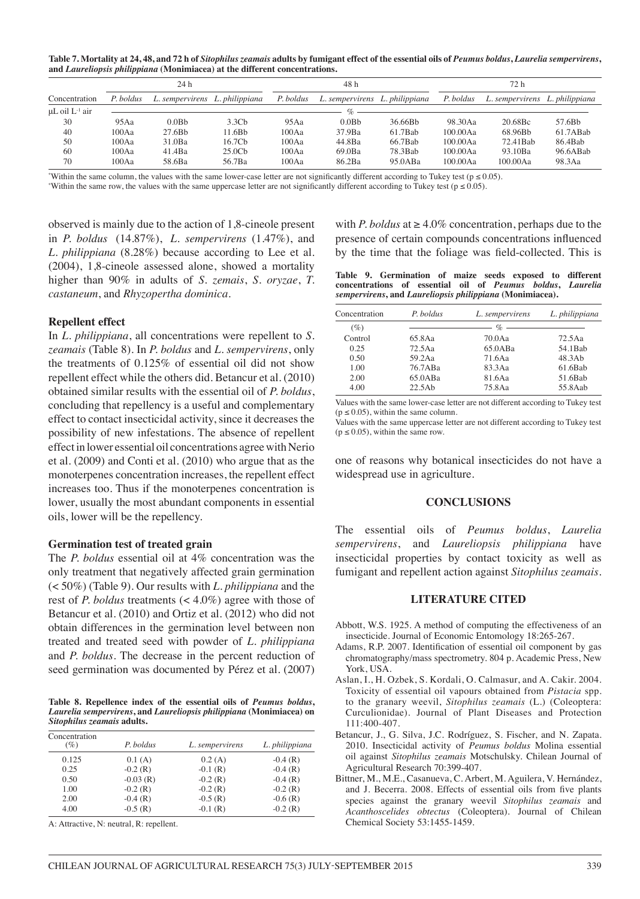**Table 7. Mortality at 24, 48, and 72 h of *Sitophilus zeamais* adults by fumigant effect of the essential oils of *Peumus boldus*, *Laurelia sempervirens*, and *Laureliopsis philippiana* (Monimiacea) at the different concentrations.**

| | 24 h | | | 48 h | | | 72 h | | |
|---|---|---|---|---|---|---|---|---|---|
| Concentration | *P. boldus* | *L. sempervirens* | *L. philippiana* | *P. boldus* | *L. sempervirens* | *L. philippiana* | *P. boldus* | *L. sempervirens* | *L. philippiana* |
| μL oil $L^{-1}$ air | % | | | | | | | | |
| 30 | 95Aa | 0.0Bb | 3.3Cb | 95Aa | 0.0Bb | 36.66Bb | 98.30Aa | 20.68Bc | 57.6Bb |
| 40 | 100Aa | 27.6Bb | 11.6Bb | 100Aa | 37.9Ba | 61.7Bab | 100.00Aa | 68.96Bb | 61.7ABab |
| 50 | 100Aa | 31.0Ba | 16.7Cb | 100Aa | 44.8Ba | 66.7Bab | 100.00Aa | 72.41Bab | 86.4Bab |
| 60 | 100Aa | 41.4Ba | 25.0Cb | 100Aa | 69.0Ba | 78.3Bab | 100.00Aa | 93.10Ba | 96.6ABab |
| 70 | 100Aa | 58.6Ba | 56.7Ba | 100Aa | 86.2Ba | 95.0ABa | 100.00Aa | 100.00Aa | 98.3Aa |

*Within the same column, the values with the same lower-case letter are not significantly different according to Tukey test ($p \leq 0.05$).
*Within the same row, the values with the same uppercase letter are not significantly different according to Tukey test ($p \leq 0.05$).

observed is mainly due to the action of 1,8-cineole present in *P. boldus* (14.87%), *L. sempervirens* (1.47%), and *L. philippiana* (8.28%) because according to Lee et al. (2004), 1,8-cineole assessed alone, showed a mortality higher than 90% in adults of *S. zemais*, *S. oryzae*, *T. castaneum*, and *Rhyzopertha dominica*.

### Repellent effect

In *L. philippiana*, all concentrations were repellent to *S. zeamais* (Table 8). In *P. boldus* and *L. sempervirens*, only the treatments of 0.125% of essential oil did not show repellent effect while the others did. Betancur et al. (2010) obtained similar results with the essential oil of *P. boldus*, concluding that repellency is a useful and complementary effect to contact insecticidal activity, since it decreases the possibility of new infestations. The absence of repellent effect in lower essential oil concentrations agree with Nerio et al. (2009) and Conti et al. (2010) who argue that as the monoterpenes concentration increases, the repellent effect increases too. Thus if the monoterpenes concentration is lower, usually the most abundant components in essential oils, lower will be the repellency.

### Germination test of treated grain

The *P. boldus* essential oil at 4% concentration was the only treatment that negatively affected grain germination (< 50%) (Table 9). Our results with *L. philippiana* and the rest of *P. boldus* treatments (< 4.0%) agree with those of Betancur et al. (2010) and Ortiz et al. (2012) who did not obtain differences in the germination level between non treated and treated seed with powder of *L. philippiana* and *P. boldus*. The decrease in the percent reduction of seed germination was documented by Pérez et al. (2007) with *P. boldus* at ≥ 4.0% concentration, perhaps due to the presence of certain compounds concentrations influenced by the time that the foliage was field-collected. This is one of reasons why botanical insecticides do not have a widespread use in agriculture.

**Table 8. Repellence index of the essential oils of *Peumus boldus*, *Laurelia sempervirens*, and *Laureliopsis philippiana* (Monimiacea) on *Sitophilus zeamais* adults.**

| Concentration (%) | *P. boldus* | *L. sempervirens* | *L. philippiana* |
|---|---|---|---|
| 0.125 | 0.1 (A) | 0.2 (A) | -0.4 (R) |
| 0.25 | -0.2 (R) | -0.1 (R) | -0.4 (R) |
| 0.50 | -0.03 (R) | -0.2 (R) | -0.4 (R) |
| 1.00 | -0.2 (R) | -0.2 (R) | -0.2 (R) |
| 2.00 | -0.4 (R) | -0.5 (R) | -0.6 (R) |
| 4.00 | -0.5 (R) | -0.1 (R) | -0.2 (R) |

A: Attractive, N: neutral, R: repellent.

**Table 9. Germination of maize seeds exposed to different concentrations of essential oil of *Peumus boldus*, *Laurelia sempervirens*, and *Laureliopsis philippiana* (Monimiacea).**

| Concentration | *P. boldus* | *L. sempervirens* | *L. philippiana* |
|---|---|---|---|
| (%) | % | | |
| Control | 65.8Aa | 70.0Aa | 72.5Aa |
| 0.25 | 72.5Aa | 65.0ABa | 54.1Bab |
| 0.50 | 59.2Aa | 71.6Aa | 48.3Ab |
| 1.00 | 76.7ABa | 83.3Aa | 61.6Bab |
| 2.00 | 65.0ABa | 81.6Aa | 51.6Bab |
| 4.00 | 22.5Ab | 75.8Aa | 55.8Aab |

Values with the same lower-case letter are not different according to Tukey test ($p \leq 0.05$), within the same column.
Values with the same uppercase letter are not different according to Tukey test ($p \leq 0.05$), within the same row.

## CONCLUSIONS

The essential oils of *Peumus boldus*, *Laurelia sempervirens*, and *Laureliopsis philippiana* have insecticidal properties by contact toxicity as well as fumigant and repellent action against *Sitophilus zeamais*.

## LITERATURE CITED

Abbott, W.S. 1925. A method of computing the effectiveness of an insecticide. Journal of Economic Entomology 18:265-267.

Adams, R.P. 2007. Identification of essential oil component by gas chromatography/mass spectrometry. 804 p. Academic Press, New York, USA.

Aslan, I., H. Ozbek, S. Kordali, O. Calmasur, and A. Cakir. 2004. Toxicity of essential oil vapours obtained from *Pistacia* spp. to the granary weevil, *Sitophilus zeamais* (L.) (Coleoptera: Curculionidae). Journal of Plant Diseases and Protection 111:400-407.

Betancur, J., G. Silva, J.C. Rodríguez, S. Fischer, and N. Zapata. 2010. Insecticidal activity of *Peumus boldus* Molina essential oil against *Sitophilus zeamais* Motschulsky. Chilean Journal of Agricultural Research 70:399-407.

Bittner, M., M.E., Casanueva, C. Arbert, M. Aguilera, V. Hernández, and J. Becerra. 2008. Effects of essential oils from five plants species against the granary weevil *Sitophilus zeamais* and *Acanthoscelides obtectus* (Coleoptera). Journal of Chilean Chemical Society 53:1455-1459.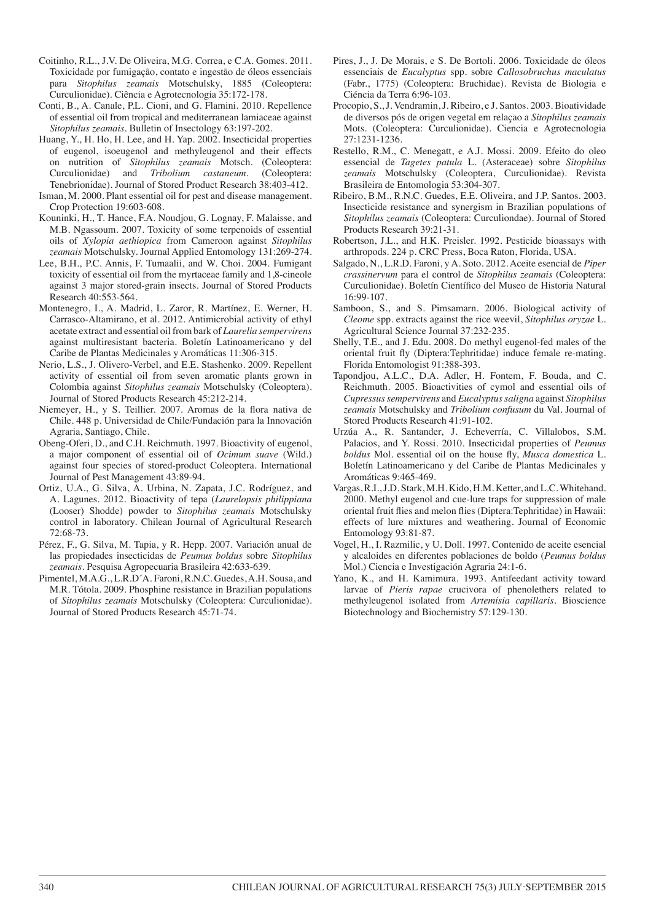Coitinho, R.L., J.V. De Oliveira, M.G. Correa, e C.A. Gomes. 2011. Toxicidade por fumigação, contato e ingestão de óleos essenciais para *Sitophilus zeamais* Motschulsky, 1885 (Coleoptera: Curculionidae). Ciência e Agrotecnologia 35:172-178.

Conti, B., A. Canale, P.L. Cioni, and G. Flamini. 2010. Repellence of essential oil from tropical and mediterranean lamiaceae against *Sitophilus zeamais*. Bulletin of Insectology 63:197-202.

Huang, Y., H. Ho, H. Lee, and H. Yap. 2002. Insecticidal properties of eugenol, isoeugenol and methyleugenol and their effects on nutrition of *Sitophilus zeamais* Motsch. (Coleoptera: Curculionidae) and *Tribolium castaneum*. (Coleoptera: Tenebrionidae). Journal of Stored Product Research 38:403-412.

Isman, M. 2000. Plant essential oil for pest and disease management. Crop Protection 19:603-608.

Kouninki, H., T. Hance, F.A. Noudjou, G. Lognay, F. Malaisse, and M.B. Ngassoum. 2007. Toxicity of some terpenoids of essential oils of *Xylopia aethiopica* from Cameroon against *Sitophilus zeamais* Motschulsky. Journal Applied Entomology 131:269-274.

Lee, B.H., P.C. Annis, F. Tumaalii, and W. Choi. 2004. Fumigant toxicity of essential oil from the myrtaceae family and 1,8-cineole against 3 major stored-grain insects. Journal of Stored Products Research 40:553-564.

Montenegro, I., A. Madrid, L. Zaror, R. Martínez, E. Werner, H. Carrasco-Altamirano, et al. 2012. Antimicrobial activity of ethyl acetate extract and essential oil from bark of *Laurelia sempervirens* against multiresistant bacteria. Boletín Latinoamericano y del Caribe de Plantas Medicinales y Aromáticas 11:306-315.

Nerio, L.S., J. Olivero-Verbel, and E.E. Stashenko. 2009. Repellent activity of essential oil from seven aromatic plants grown in Colombia against *Sitophilus zeamais* Motschulsky (Coleoptera). Journal of Stored Products Research 45:212-214.

Niemeyer, H., y S. Teillier. 2007. Aromas de la flora nativa de Chile. 448 p. Universidad de Chile/Fundación para la Innovación Agraria, Santiago, Chile.

Obeng-Oferi, D., and C.H. Reichmuth. 1997. Bioactivity of eugenol, a major component of essential oil of *Ocimum suave* (Wild.) against four species of stored-product Coleoptera. International Journal of Pest Management 43:89-94.

Ortiz, U.A., G. Silva, A. Urbina, N. Zapata, J.C. Rodríguez, and A. Lagunes. 2012. Bioactivity of tepa (*Laurelopsis philippiana* (Looser) Shodde) powder to *Sitophilus zeamais* Motschulsky control in laboratory. Chilean Journal of Agricultural Research 72:68-73.

Pérez, F., G. Silva, M. Tapia, y R. Hepp. 2007. Variación anual de las propiedades insecticidas de *Peumus boldus* sobre *Sitophilus zeamais*. Pesquisa Agropecuaria Brasileira 42:633-639.

Pimentel, M.A.G., L.R.D´A. Faroni, R.N.C. Guedes, A.H. Sousa, and M.R. Tótola. 2009. Phosphine resistance in Brazilian populations of *Sitophilus zeamais* Motschulsky (Coleoptera: Curculionidae). Journal of Stored Products Research 45:71-74.

Pires, J., J. De Morais, e S. De Bortoli. 2006. Toxicidade de óleos essenciais de *Eucalyptus* spp. sobre *Callosobruchus maculatus* (Fabr., 1775) (Coleoptera: Bruchidae). Revista de Biologia e Ciéncia da Terra 6:96-103.

Procopio, S., J. Vendramin, J. Ribeiro, e J. Santos. 2003. Bioatividade de diversos pós de origen vegetal em relaçao a *Sitophilus zeamais* Mots. (Coleoptera: Curculionidae). Ciencia e Agrotecnologia 27:1231-1236.

Restello, R.M., C. Menegatt, e A.J. Mossi. 2009. Efeito do oleo essencial de *Tagetes patula* L. (Asteraceae) sobre *Sitophilus zeamais* Motschulsky (Coleoptera, Curculionidae). Revista Brasileira de Entomologia 53:304-307.

Ribeiro, B.M., R.N.C. Guedes, E.E. Oliveira, and J.P. Santos. 2003. Insecticide resistance and synergism in Brazilian populations of *Sitophilus zeamais* (Coleoptera: Curculiondae). Journal of Stored Products Research 39:21-31.

Robertson, J.L., and H.K. Preisler. 1992. Pesticide bioassays with arthropods. 224 p. CRC Press, Boca Raton, Florida, USA.

Salgado, N., L.R.D. Faroni, y A. Soto. 2012. Aceite esencial de *Piper crassinervum* para el control de *Sitophilus zeamais* (Coleoptera: Curculionidae). Boletín Científico del Museo de Historia Natural 16:99-107.

Samboon, S., and S. Pimsamarn. 2006. Biological activity of *Cleome* spp. extracts against the rice weevil, *Sitophilus oryzae* L. Agricultural Science Journal 37:232-235.

Shelly, T.E., and J. Edu. 2008. Do methyl eugenol-fed males of the oriental fruit fly (Diptera:Tephritidae) induce female re-mating. Florida Entomologist 91:388-393.

Tapondjou, A.L.C., D.A. Adler, H. Fontem, F. Bouda, and C. Reichmuth. 2005. Bioactivities of cymol and essential oils of *Cupressus sempervirens* and *Eucalyptus saligna* against *Sitophilus zeamais* Motschulsky and *Tribolium confusum* du Val. Journal of Stored Products Research 41:91-102.

Urzúa A., R. Santander, J. Echeverría, C. Villalobos, S.M. Palacios, and Y. Rossi. 2010. Insecticidal properties of *Peumus boldus* Mol. essential oil on the house fly, *Musca domestica* L. Boletín Latinoamericano y del Caribe de Plantas Medicinales y Aromáticas 9:465-469.

Vargas, R.I., J.D. Stark, M.H. Kido, H.M. Ketter, and L.C. Whitehand. 2000. Methyl eugenol and cue-lure traps for suppression of male oriental fruit flies and melon flies (Diptera:Tephritidae) in Hawaii: effects of lure mixtures and weathering. Journal of Economic Entomology 93:81-87.

Vogel, H., I. Razmilic, y U. Doll. 1997. Contenido de aceite esencial y alcaloides en diferentes poblaciones de boldo (*Peumus boldus* Mol.) Ciencia e Investigación Agraria 24:1-6.

Yano, K., and H. Kamimura. 1993. Antifeedant activity toward larvae of *Pieris rapae* crucivora of phenolethers related to methyleugenol isolated from *Artemisia capillaris*. Bioscience Biotechnology and Biochemistry 57:129-130.